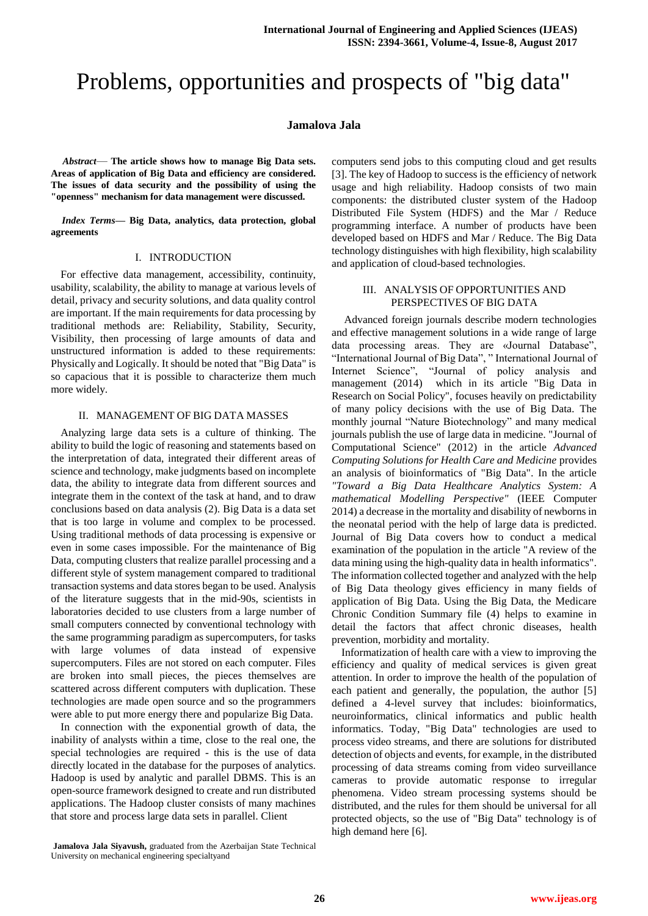# Problems, opportunities and prospects of "big data"

**Jamalova Jala**

***Abstract*— The article shows how to manage Big Data sets. Areas of application of Big Data and efficiency are considered. The issues of data security and the possibility of using the "openness" mechanism for data management were discussed.**

***Index Terms*— Big Data, analytics, data protection, global agreements**

## I. INTRODUCTION

For effective data management, accessibility, continuity, usability, scalability, the ability to manage at various levels of detail, privacy and security solutions, and data quality control are important. If the main requirements for data processing by traditional methods are: Reliability, Stability, Security, Visibility, then processing of large amounts of data and unstructured information is added to these requirements: Physically and Logically. It should be noted that "Big Data" is so capacious that it is possible to characterize them much more widely.

## II. MANAGEMENT OF BIG DATA MASSES

Analyzing large data sets is a culture of thinking. The ability to build the logic of reasoning and statements based on the interpretation of data, integrated their different areas of science and technology, make judgments based on incomplete data, the ability to integrate data from different sources and integrate them in the context of the task at hand, and to draw conclusions based on data analysis (2). Big Data is a data set that is too large in volume and complex to be processed. Using traditional methods of data processing is expensive or even in some cases impossible. For the maintenance of Big Data, computing clusters that realize parallel processing and a different style of system management compared to traditional transaction systems and data stores began to be used. Analysis of the literature suggests that in the mid-90s, scientists in laboratories decided to use clusters from a large number of small computers connected by conventional technology with the same programming paradigm as supercomputers, for tasks with large volumes of data instead of expensive supercomputers. Files are not stored on each computer. Files are broken into small pieces, the pieces themselves are scattered across different computers with duplication. These technologies are made open source and so the programmers were able to put more energy there and popularize Big Data.

In connection with the exponential growth of data, the inability of analysts within a time, close to the real one, the special technologies are required - this is the use of data directly located in the database for the purposes of analytics. Hadoop is used by analytic and parallel DBMS. This is an open-source framework designed to create and run distributed applications. The Hadoop cluster consists of many machines that store and process large data sets in parallel. Client computers send jobs to this computing cloud and get results [3]. The key of Hadoop to success is the efficiency of network usage and high reliability. Hadoop consists of two main components: the distributed cluster system of the Hadoop Distributed File System (HDFS) and the Mar / Reduce programming interface. A number of products have been developed based on HDFS and Mar / Reduce. The Big Data technology distinguishes with high flexibility, high scalability and application of cloud-based technologies.

## III. ANALYSIS OF OPPORTUNITIES AND PERSPECTIVES OF BIG DATA

Advanced foreign journals describe modern technologies and effective management solutions in a wide range of large data processing areas. They are «Journal Database", "International Journal of Big Data", " International Journal of Internet Science", "Journal of policy analysis and management (2014) which in its article "Big Data in Research on Social Policy", focuses heavily on predictability of many policy decisions with the use of Big Data. The monthly journal "Nature Biotechnology" and many medical journals publish the use of large data in medicine. "Journal of Computational Science" (2012) in the article *Advanced Computing Solutions for Health Care and Medicine* provides an analysis of bioinformatics of "Big Data". In the article *"Toward a Big Data Healthcare Analytics System: A mathematical Modelling Perspective"* (IEEE Computer 2014) a decrease in the mortality and disability of newborns in the neonatal period with the help of large data is predicted. Journal of Big Data covers how to conduct a medical examination of the population in the article "A review of the data mining using the high-quality data in health informatics". The information collected together and analyzed with the help of Big Data theology gives efficiency in many fields of application of Big Data. Using the Big Data, the Medicare Chronic Condition Summary file (4) helps to examine in detail the factors that affect chronic diseases, health prevention, morbidity and mortality.

Informatization of health care with a view to improving the efficiency and quality of medical services is given great attention. In order to improve the health of the population of each patient and generally, the population, the author [5] defined a 4-level survey that includes: bioinformatics, neuroinformatics, clinical informatics and public health informatics. Today, "Big Data" technologies are used to process video streams, and there are solutions for distributed detection of objects and events, for example, in the distributed processing of data streams coming from video surveillance cameras to provide automatic response to irregular phenomena. Video stream processing systems should be distributed, and the rules for them should be universal for all protected objects, so the use of "Big Data" technology is of high demand here [6].

**Jamalova Jala Siyavush,** graduated from the Azerbaijan State Technical University on mechanical engineering specialtyand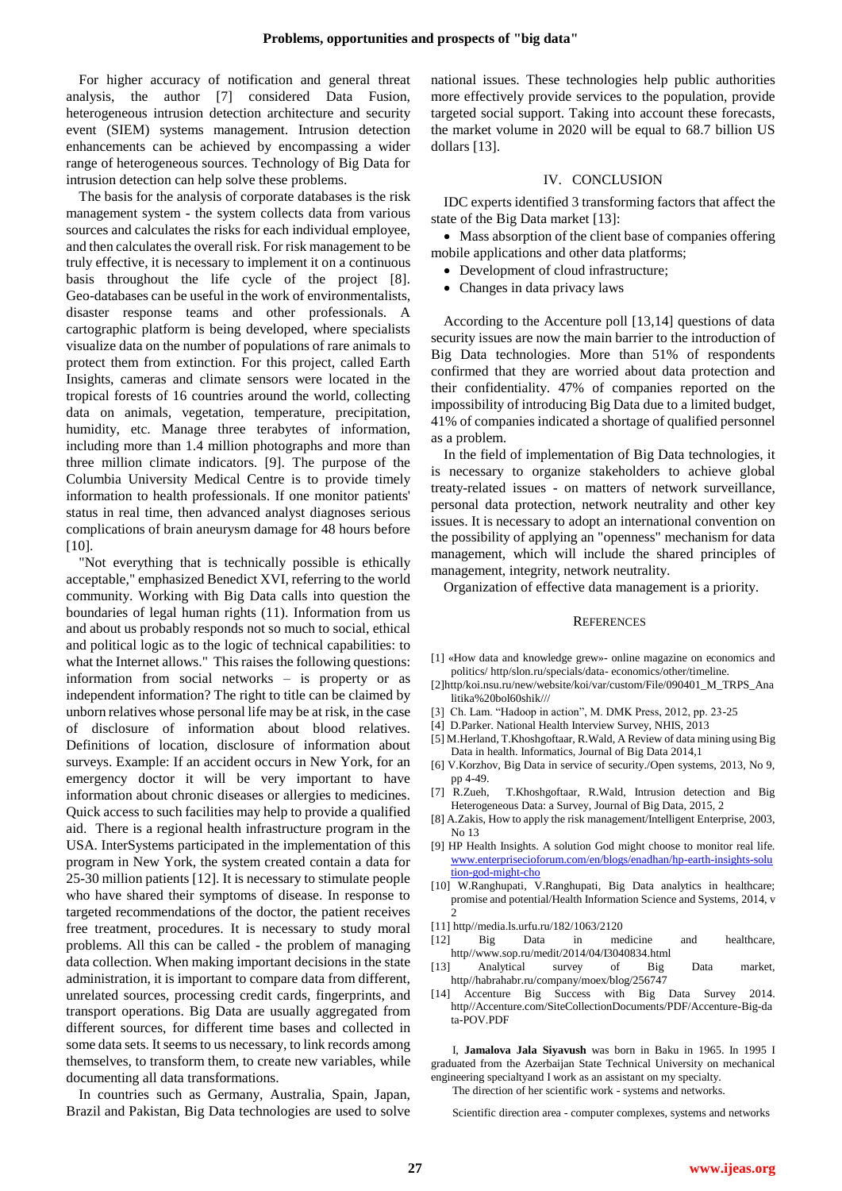For higher accuracy of notification and general threat analysis, the author [7] considered Data Fusion, heterogeneous intrusion detection architecture and security event (SIEM) systems management. Intrusion detection enhancements can be achieved by encompassing a wider range of heterogeneous sources. Technology of Big Data for intrusion detection can help solve these problems.

The basis for the analysis of corporate databases is the risk management system - the system collects data from various sources and calculates the risks for each individual employee, and then calculates the overall risk. For risk management to be truly effective, it is necessary to implement it on a continuous basis throughout the life cycle of the project [8]. Geo-databases can be useful in the work of environmentalists, disaster response teams and other professionals. A cartographic platform is being developed, where specialists visualize data on the number of populations of rare animals to protect them from extinction. For this project, called Earth Insights, cameras and climate sensors were located in the tropical forests of 16 countries around the world, collecting data on animals, vegetation, temperature, precipitation, humidity, etc. Manage three terabytes of information, including more than 1.4 million photographs and more than three million climate indicators. [9]. The purpose of the Columbia University Medical Centre is to provide timely information to health professionals. If one monitor patients' status in real time, then advanced analyst diagnoses serious complications of brain aneurysm damage for 48 hours before [10].

"Not everything that is technically possible is ethically acceptable," emphasized Benedict XVI, referring to the world community. Working with Big Data calls into question the boundaries of legal human rights (11). Information from us and about us probably responds not so much to social, ethical and political logic as to the logic of technical capabilities: to what the Internet allows." This raises the following questions: information from social networks – is property or as independent information? The right to title can be claimed by unborn relatives whose personal life may be at risk, in the case of disclosure of information about blood relatives. Definitions of location, disclosure of information about surveys. Example: If an accident occurs in New York, for an emergency doctor it will be very important to have information about chronic diseases or allergies to medicines. Quick access to such facilities may help to provide a qualified aid. There is a regional health infrastructure program in the USA. InterSystems participated in the implementation of this program in New York, the system created contain a data for 25-30 million patients [12]. It is necessary to stimulate people who have shared their symptoms of disease. In response to targeted recommendations of the doctor, the patient receives free treatment, procedures. It is necessary to study moral problems. All this can be called - the problem of managing data collection. When making important decisions in the state administration, it is important to compare data from different, unrelated sources, processing credit cards, fingerprints, and transport operations. Big Data are usually aggregated from different sources, for different time bases and collected in some data sets. It seems to us necessary, to link records among themselves, to transform them, to create new variables, while documenting all data transformations.

In countries such as Germany, Australia, Spain, Japan, Brazil and Pakistan, Big Data technologies are used to solve national issues. These technologies help public authorities more effectively provide services to the population, provide targeted social support. Taking into account these forecasts, the market volume in 2020 will be equal to 68.7 billion US dollars [13].

## IV. CONCLUSION

IDC experts identified 3 transforming factors that affect the state of the Big Data market [13]:

- Mass absorption of the client base of companies offering mobile applications and other data platforms;
- Development of cloud infrastructure;
- Changes in data privacy laws

According to the Accenture poll [13,14] questions of data security issues are now the main barrier to the introduction of Big Data technologies. More than 51% of respondents confirmed that they are worried about data protection and their confidentiality. 47% of companies reported on the impossibility of introducing Big Data due to a limited budget, 41% of companies indicated a shortage of qualified personnel as a problem.

In the field of implementation of Big Data technologies, it is necessary to organize stakeholders to achieve global treaty-related issues - on matters of network surveillance, personal data protection, network neutrality and other key issues. It is necessary to adopt an international convention on the possibility of applying an "openness" mechanism for data management, which will include the shared principles of management, integrity, network neutrality.

Organization of effective data management is a priority.

## REFERENCES

[1] «How data and knowledge grew»- online magazine on economics and politics/ http/slon.ru/specials/data- economics/other/timeline.

[2]http/koi.nsu.ru/new/website/koi/var/custom/File/090401_M_TRPS_Analitika%20bol60shik///

[3] Ch. Lam. "Hadoop in action", M. DMK Press, 2012, pp. 23-25

[4] D.Parker. National Health Interview Survey, NHIS, 2013

[5] M.Herland, T.Khoshgoftaar, R.Wald, A Review of data mining using Big Data in health. Informatics, Journal of Big Data 2014,1

[6] V.Korzhov, Big Data in service of security./Open systems, 2013, No 9, pp 4-49.

[7] R.Zueh, T.Khoshgoftaar, R.Wald, Intrusion detection and Big Heterogeneous Data: a Survey, Journal of Big Data, 2015, 2

[8] A.Zakis, How to apply the risk management/Intelligent Enterprise, 2003, No 13

[9] HP Health Insights. A solution God might choose to monitor real life. www.enterprisecioforum.com/en/blogs/enadhan/hp-earth-insights-solution-god-might-cho

[10] W.Ranghupati, V.Ranghupati, Big Data analytics in healthcare; promise and potential/Health Information Science and Systems, 2014, v 2

[11] http//media.ls.urfu.ru/182/1063/2120

[12] Big Data in medicine and healthcare, http//www.sop.ru/medit/2014/04/I3040834.html

[13] Analytical survey of Big Data market, http//habrahabr.ru/company/moex/blog/256747

[14] Accenture Big Success with Big Data Survey 2014. http//Accenture.com/SiteCollectionDocuments/PDF/Accenture-Big-data-POV.PDF

I, **Jamalova Jala Siyavush** was born in Baku in 1965. In 1995 I graduated from the Azerbaijan State Technical University on mechanical engineering specialtyand I work as an assistant on my specialty.

The direction of her scientific work - systems and networks.

Scientific direction area - computer complexes, systems and networks